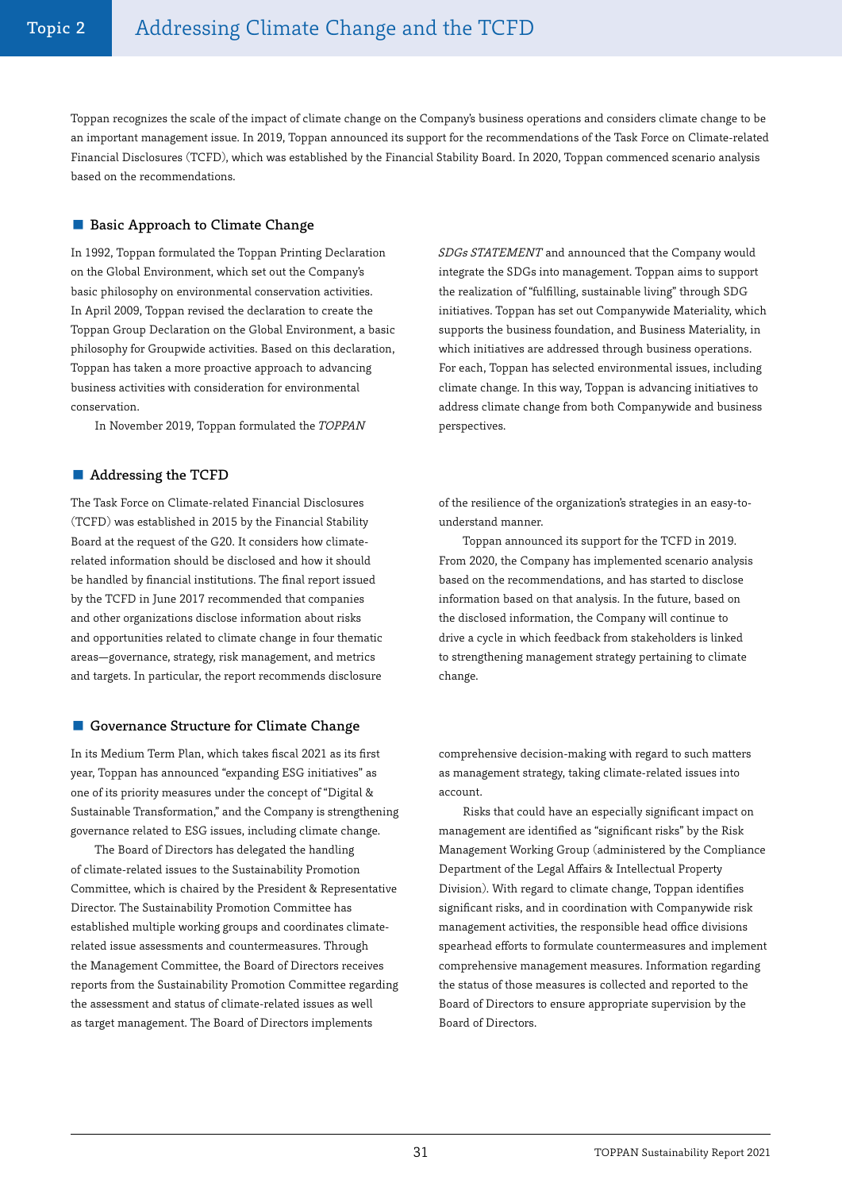# Addressing Climate Change and the TCFD

Toppan recognizes the scale of the impact of climate change on the Company's business operations and considers climate change to be an important management issue. In 2019, Toppan announced its support for the recommendations of the Task Force on Climate-related Financial Disclosures (TCFD), which was established by the Financial Stability Board. In 2020, Toppan commenced scenario analysis based on the recommendations.

## Basic Approach to Climate Change

In 1992, Toppan formulated the Toppan Printing Declaration on the Global Environment, which set out the Company's basic philosophy on environmental conservation activities. In April 2009, Toppan revised the declaration to create the Toppan Group Declaration on the Global Environment, a basic philosophy for Groupwide activities. Based on this declaration, Toppan has taken a more proactive approach to advancing business activities with consideration for environmental conservation.

In November 2019, Toppan formulated the *TOPPAN SDGs STATEMENT* and announced that the Company would integrate the SDGs into management. Toppan aims to support the realization of "fulfilling, sustainable living" through SDG initiatives. Toppan has set out Companywide Materiality, which supports the business foundation, and Business Materiality, in which initiatives are addressed through business operations. For each, Toppan has selected environmental issues, including climate change. In this way, Toppan is advancing initiatives to address climate change from both Companywide and business perspectives.

## Addressing the TCFD

The Task Force on Climate-related Financial Disclosures (TCFD) was established in 2015 by the Financial Stability Board at the request of the G20. It considers how climate-related information should be disclosed and how it should be handled by financial institutions. The final report issued by the TCFD in June 2017 recommended that companies and other organizations disclose information about risks and opportunities related to climate change in four thematic areas—governance, strategy, risk management, and metrics and targets. In particular, the report recommends disclosure of the resilience of the organization's strategies in an easy-to-understand manner.

Toppan announced its support for the TCFD in 2019. From 2020, the Company has implemented scenario analysis based on the recommendations, and has started to disclose information based on that analysis. In the future, based on the disclosed information, the Company will continue to drive a cycle in which feedback from stakeholders is linked to strengthening management strategy pertaining to climate change.

## Governance Structure for Climate Change

In its Medium Term Plan, which takes fiscal 2021 as its first year, Toppan has announced "expanding ESG initiatives" as one of its priority measures under the concept of "Digital & Sustainable Transformation," and the Company is strengthening governance related to ESG issues, including climate change.

The Board of Directors has delegated the handling of climate-related issues to the Sustainability Promotion Committee, which is chaired by the President & Representative Director. The Sustainability Promotion Committee has established multiple working groups and coordinates climate-related issue assessments and countermeasures. Through the Management Committee, the Board of Directors receives reports from the Sustainability Promotion Committee regarding the assessment and status of climate-related issues as well as target management. The Board of Directors implements comprehensive decision-making with regard to such matters as management strategy, taking climate-related issues into account.

Risks that could have an especially significant impact on management are identified as "significant risks" by the Risk Management Working Group (administered by the Compliance Department of the Legal Affairs & Intellectual Property Division). With regard to climate change, Toppan identifies significant risks, and in coordination with Companywide risk management activities, the responsible head office divisions spearhead efforts to formulate countermeasures and implement comprehensive management measures. Information regarding the status of those measures is collected and reported to the Board of Directors to ensure appropriate supervision by the Board of Directors.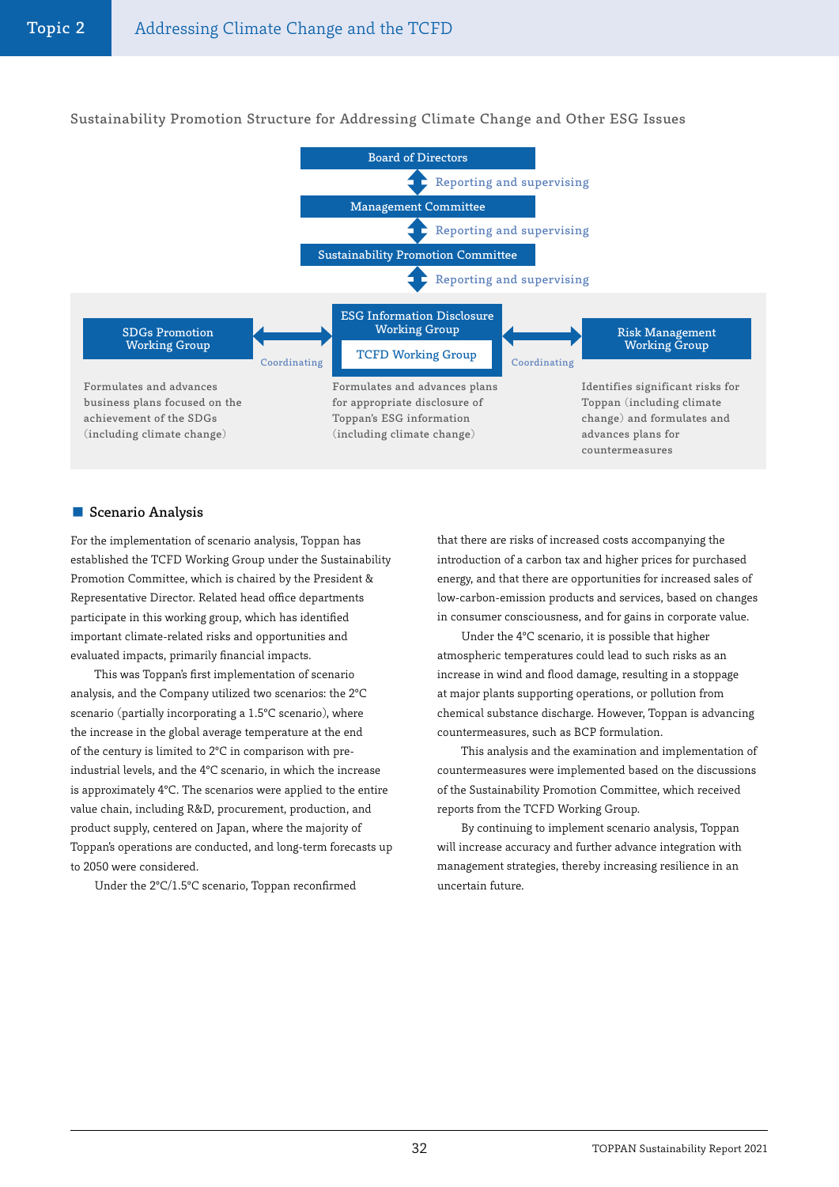## Sustainability Promotion Structure for Addressing Climate Change and Other ESG Issues

Board of Directors

↕ Reporting and supervising

Management Committee

↕ Reporting and supervising

Sustainability Promotion Committee

↕ Reporting and supervising

| SDGs Promotion Working Group | ↔ Coordinating | ESG Information Disclosure Working Group / TCFD Working Group | ↔ Coordinating | Risk Management Working Group |
|---|---|---|---|---|
| Formulates and advances business plans focused on the achievement of the SDGs (including climate change) | | Formulates and advances plans for appropriate disclosure of Toppan's ESG information (including climate change) | | Identifies significant risks for Toppan (including climate change) and formulates and advances plans for countermeasures |

### Scenario Analysis

For the implementation of scenario analysis, Toppan has established the TCFD Working Group under the Sustainability Promotion Committee, which is chaired by the President & Representative Director. Related head office departments participate in this working group, which has identified important climate-related risks and opportunities and evaluated impacts, primarily financial impacts.

This was Toppan's first implementation of scenario analysis, and the Company utilized two scenarios: the 2°C scenario (partially incorporating a 1.5°C scenario), where the increase in the global average temperature at the end of the century is limited to 2°C in comparison with pre-industrial levels, and the 4°C scenario, in which the increase is approximately 4°C. The scenarios were applied to the entire value chain, including R&D, procurement, production, and product supply, centered on Japan, where the majority of Toppan's operations are conducted, and long-term forecasts up to 2050 were considered.

Under the 2°C/1.5°C scenario, Toppan reconfirmed that there are risks of increased costs accompanying the introduction of a carbon tax and higher prices for purchased energy, and that there are opportunities for increased sales of low-carbon-emission products and services, based on changes in consumer consciousness, and for gains in corporate value.

Under the 4°C scenario, it is possible that higher atmospheric temperatures could lead to such risks as an increase in wind and flood damage, resulting in a stoppage at major plants supporting operations, or pollution from chemical substance discharge. However, Toppan is advancing countermeasures, such as BCP formulation.

This analysis and the examination and implementation of countermeasures were implemented based on the discussions of the Sustainability Promotion Committee, which received reports from the TCFD Working Group.

By continuing to implement scenario analysis, Toppan will increase accuracy and further advance integration with management strategies, thereby increasing resilience in an uncertain future.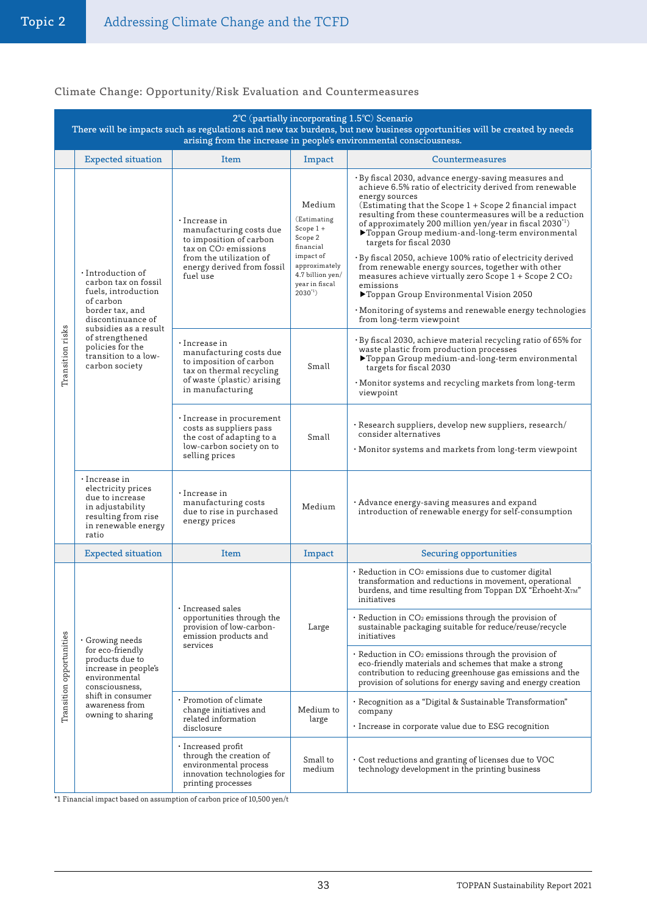## Climate Change: Opportunity/Risk Evaluation and Countermeasures

| 2℃ (partially incorporating 1.5℃) Scenario<br>There will be impacts such as regulations and new tax burdens, but new business opportunities will be created by needs arising from the increase in people's environmental consciousness. | | | | |
|---|---|---|---|---|
| | **Expected situation** | **Item** | **Impact** | **Countermeasures** |
| Transition risks | · Introduction of carbon tax on fossil fuels, introduction of carbon border tax, and discontinuance of subsidies as a result of strengthened policies for the transition to a low-carbon society | · Increase in manufacturing costs due to imposition of carbon tax on $CO_2$ emissions from the utilization of energy derived from fossil fuel use | Medium<br>(Estimating Scope 1 + Scope 2 financial impact of approximately 4.7 billion yen/year in fiscal 2030[*1]) | · By fiscal 2030, advance energy-saving measures and achieve 6.5% ratio of electricity derived from renewable energy sources<br>(Estimating that the Scope 1 + Scope 2 financial impact resulting from these countermeasures will be a reduction of approximately 200 million yen/year in fiscal 2030[*1])<br>▶Toppan Group medium-and-long-term environmental targets for fiscal 2030<br>· By fiscal 2050, achieve 100% ratio of electricity derived from renewable energy sources, together with other measures achieve virtually zero Scope 1 + Scope 2 $CO_2$ emissions<br>▶Toppan Group Environmental Vision 2050<br>· Monitoring of systems and renewable energy technologies from long-term viewpoint |
| | | · Increase in manufacturing costs due to imposition of carbon tax on thermal recycling of waste (plastic) arising in manufacturing | Small | · By fiscal 2030, achieve material recycling ratio of 65% for waste plastic from production processes<br>▶Toppan Group medium-and-long-term environmental targets for fiscal 2030<br>· Monitor systems and recycling markets from long-term viewpoint |
| | | · Increase in procurement costs as suppliers pass the cost of adapting to a low-carbon society on to selling prices | Small | · Research suppliers, develop new suppliers, research/consider alternatives<br>· Monitor systems and markets from long-term viewpoint |
| | · Increase in electricity prices due to increase in adjustability resulting from rise in renewable energy ratio | · Increase in manufacturing costs due to rise in purchased energy prices | Medium | · Advance energy-saving measures and expand introduction of renewable energy for self-consumption |
| | **Expected situation** | **Item** | **Impact** | **Securing opportunities** |
| Transition opportunities | · Growing needs for eco-friendly products due to increase in people's environmental consciousness, shift in consumer awareness from owning to sharing | · Increased sales opportunities through the provision of low-carbon-emission products and services | Large | · Reduction in $CO_2$ emissions due to customer digital transformation and reductions in movement, operational burdens, and time resulting from Toppan DX "Erhoeht-X™" initiatives<br>· Reduction in $CO_2$ emissions through the provision of sustainable packaging suitable for reduce/reuse/recycle initiatives<br>· Reduction in $CO_2$ emissions through the provision of eco-friendly materials and schemes that make a strong contribution to reducing greenhouse gas emissions and the provision of solutions for energy saving and energy creation |
| | | · Promotion of climate change initiatives and related information disclosure | Medium to large | · Recognition as a "Digital & Sustainable Transformation" company<br>· Increase in corporate value due to ESG recognition |
| | | · Increased profit through the creation of environmental process innovation technologies for printing processes | Small to medium | · Cost reductions and granting of licenses due to VOC technology development in the printing business |

*1 Financial impact based on assumption of carbon price of 10,500 yen/t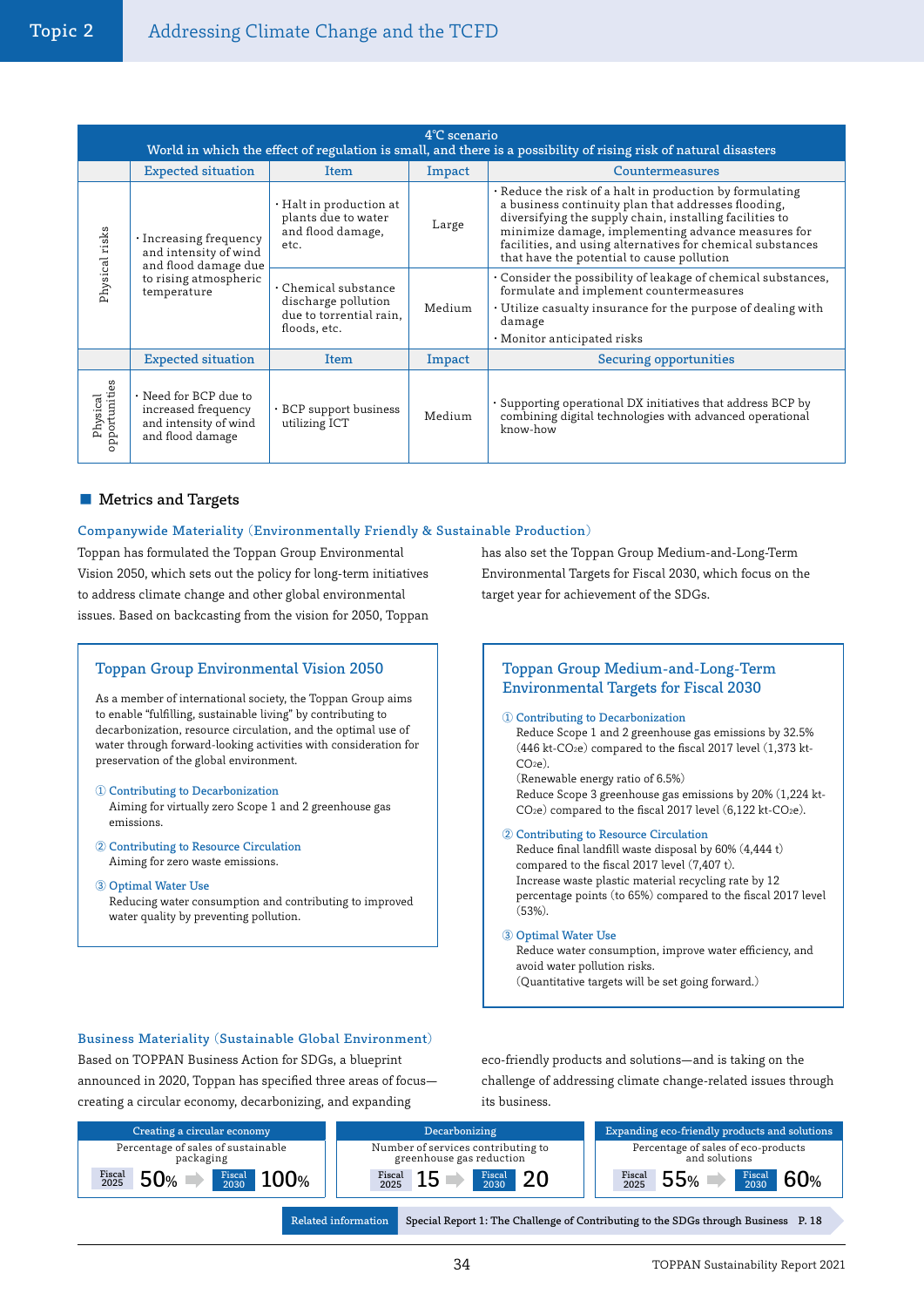| 4℃ scenario<br>World in which the effect of regulation is small, and there is a possibility of rising risk of natural disasters | | | | |
|---|---|---|---|---|
| | Expected situation | Item | Impact | Countermeasures |
| Physical risks | · Increasing frequency and intensity of wind and flood damage due to rising atmospheric temperature | · Halt in production at plants due to water and flood damage, etc. | Large | · Reduce the risk of a halt in production by formulating a business continuity plan that addresses flooding, diversifying the supply chain, installing facilities to minimize damage, implementing advance measures for facilities, and using alternatives for chemical substances that have the potential to cause pollution |
| | | · Chemical substance discharge pollution due to torrential rain, floods, etc. | Medium | · Consider the possibility of leakage of chemical substances, formulate and implement countermeasures<br>· Utilize casualty insurance for the purpose of dealing with damage<br>· Monitor anticipated risks |
| | Expected situation | Item | Impact | Securing opportunities |
| Physical opportunities | · Need for BCP due to increased frequency and intensity of wind and flood damage | · BCP support business utilizing ICT | Medium | · Supporting operational DX initiatives that address BCP by combining digital technologies with advanced operational know-how |

## Metrics and Targets

### Companywide Materiality (Environmentally Friendly & Sustainable Production)

Toppan has formulated the Toppan Group Environmental Vision 2050, which sets out the policy for long-term initiatives to address climate change and other global environmental issues. Based on backcasting from the vision for 2050, Toppan has also set the Toppan Group Medium-and-Long-Term Environmental Targets for Fiscal 2030, which focus on the target year for achievement of the SDGs.

#### Toppan Group Environmental Vision 2050

As a member of international society, the Toppan Group aims to enable "fulfilling, sustainable living" by contributing to decarbonization, resource circulation, and the optimal use of water through forward-looking activities with consideration for preservation of the global environment.

① Contributing to Decarbonization
Aiming for virtually zero Scope 1 and 2 greenhouse gas emissions.

② Contributing to Resource Circulation
Aiming for zero waste emissions.

③ Optimal Water Use
Reducing water consumption and contributing to improved water quality by preventing pollution.

#### Toppan Group Medium-and-Long-Term Environmental Targets for Fiscal 2030

① Contributing to Decarbonization
Reduce Scope 1 and 2 greenhouse gas emissions by 32.5% (446 kt-$CO_2e$) compared to the fiscal 2017 level (1,373 kt-$CO_2e$).
(Renewable energy ratio of 6.5%)
Reduce Scope 3 greenhouse gas emissions by 20% (1,224 kt-$CO_2e$) compared to the fiscal 2017 level (6,122 kt-$CO_2e$).

② Contributing to Resource Circulation
Reduce final landfill waste disposal by 60% (4,444 t) compared to the fiscal 2017 level (7,407 t).
Increase waste plastic material recycling rate by 12 percentage points (to 65%) compared to the fiscal 2017 level (53%).

③ Optimal Water Use
Reduce water consumption, improve water efficiency, and avoid water pollution risks.
(Quantitative targets will be set going forward.)

### Business Materiality (Sustainable Global Environment)

Based on TOPPAN Business Action for SDGs, a blueprint announced in 2020, Toppan has specified three areas of focus—creating a circular economy, decarbonizing, and expanding eco-friendly products and solutions—and is taking on the challenge of addressing climate change-related issues through its business.

| | Creating a circular economy | Decarbonizing | Expanding eco-friendly products and solutions |
|---|---|---|---|
| Indicator | Percentage of sales of sustainable packaging | Number of services contributing to greenhouse gas reduction | Percentage of sales of eco-products and solutions |
| Fiscal 2025 | 50% | 15 | 55% |
| Fiscal 2030 | 100% | 20 | 60% |

Related information: Special Report 1: The Challenge of Contributing to the SDGs through Business P. 18